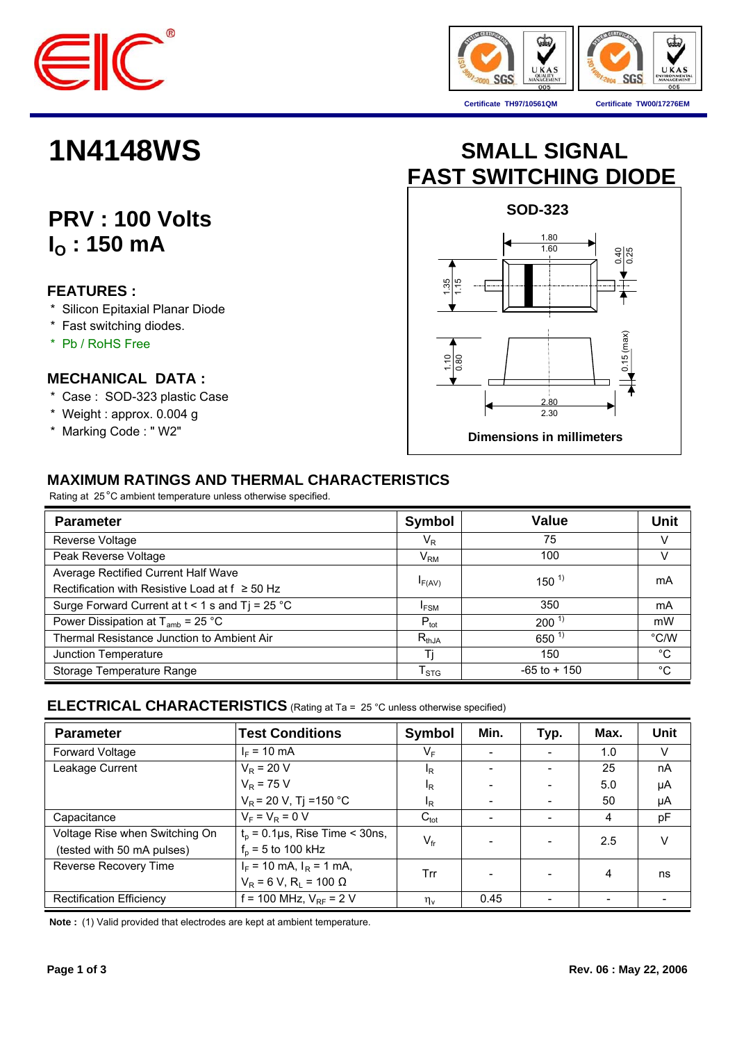# 1N4148WS

## SMALL SIGNAL FAST SWITCHING DIODE

Certificate TH97/10561QM　　Certificate TW00/17276EM

**PRV : 100 Volts**
**$I_O$ : 150 mA**

### FEATURES :

- Silicon Epitaxial Planar Diode
- Fast switching diodes.
- Pb / RoHS Free

### MECHANICAL DATA :

- Case : SOD-323 plastic Case
- Weight : approx. 0.004 g
- Marking Code : " W2"

**SOD-323**

Dimensions in millimeters

## MAXIMUM RATINGS AND THERMAL CHARACTERISTICS

Rating at 25 °C ambient temperature unless otherwise specified.

| Parameter | Symbol | Value | Unit |
|---|---|---|---|
| Reverse Voltage | $V_R$ | 75 | V |
| Peak Reverse Voltage | $V_{RM}$ | 100 | V |
| Average Rectified Current Half Wave Rectification with Resistive Load at f ≥ 50 Hz | $I_{F(AV)}$ | 150 [1] | mA |
| Surge Forward Current at t < 1 s and Tj = 25 °C | $I_{FSM}$ | 350 | mA |
| Power Dissipation at $T_{amb}$ = 25 °C | $P_{tot}$ | 200 [1] | mW |
| Thermal Resistance Junction to Ambient Air | $R_{thJA}$ | 650 [1] | °C/W |
| Junction Temperature | Tj | 150 | °C |
| Storage Temperature Range | $T_{STG}$ | -65 to + 150 | °C |

## ELECTRICAL CHARACTERISTICS (Rating at Ta = 25 °C unless otherwise specified)

| Parameter | Test Conditions | Symbol | Min. | Typ. | Max. | Unit |
|---|---|---|---|---|---|---|
| Forward Voltage | $I_F$ = 10 mA | $V_F$ | - | - | 1.0 | V |
| Leakage Current | $V_R$ = 20 V | $I_R$ | - | - | 25 | nA |
| | $V_R$ = 75 V | $I_R$ | - | - | 5.0 | μA |
| | $V_R$ = 20 V, Tj =150 °C | $I_R$ | - | - | 50 | μA |
| Capacitance | $V_F$ = $V_R$ = 0 V | $C_{tot}$ | - | - | 4 | pF |
| Voltage Rise when Switching On (tested with 50 mA pulses) | $t_p$ = 0.1μs, Rise Time < 30ns, $f_p$ = 5 to 100 kHz | $V_{fr}$ | - | - | 2.5 | V |
| Reverse Recovery Time | $I_F$ = 10 mA, $I_R$ = 1 mA, $V_R$ = 6 V, $R_L$ = 100 Ω | Trr | - | - | 4 | ns |
| Rectification Efficiency | f = 100 MHz, $V_{RF}$ = 2 V | $\eta_v$ | 0.45 | - | - | - |

**Note :** (1) Valid provided that electrodes are kept at ambient temperature.

Rev. 06 : May 22, 2006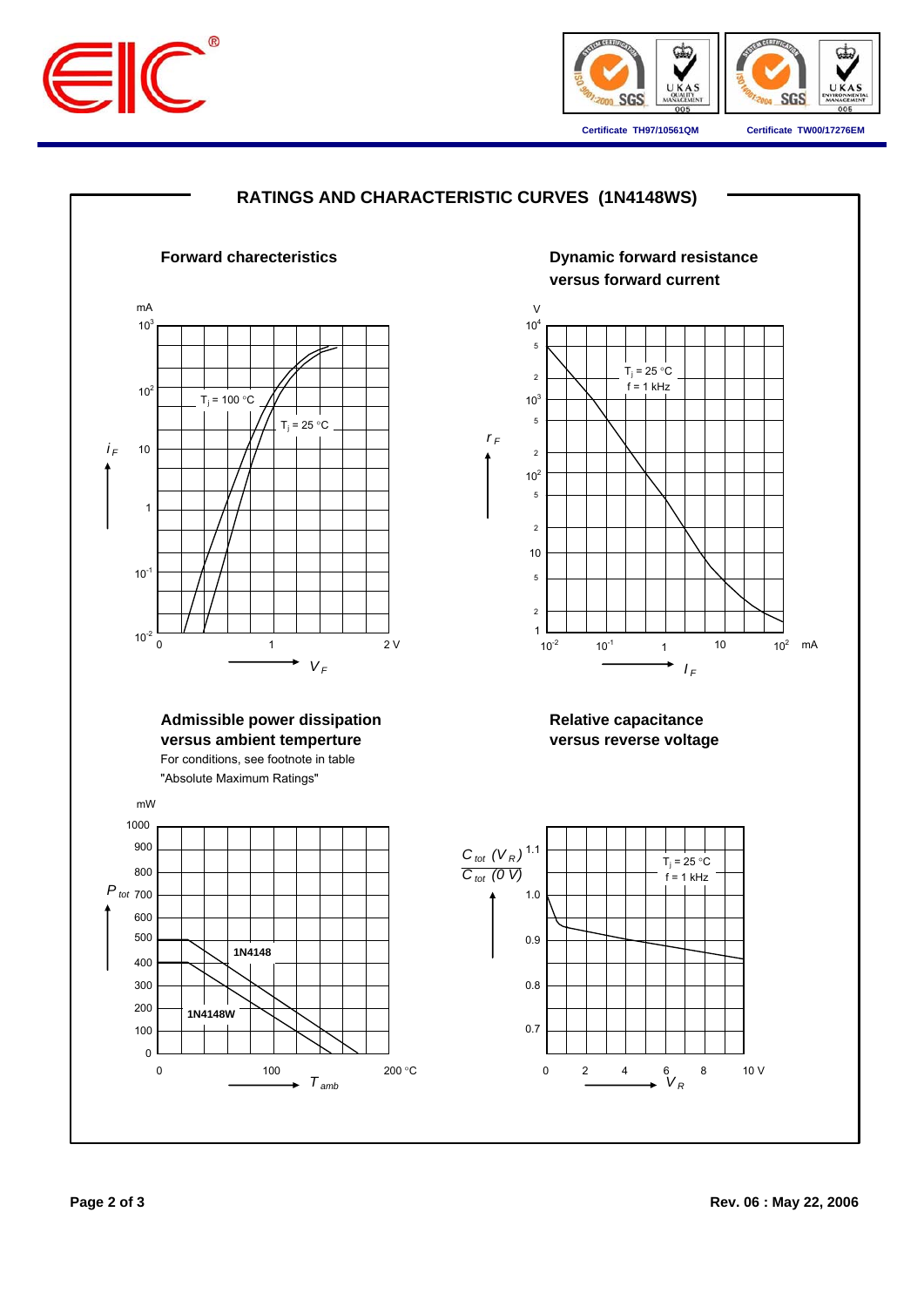## RATINGS AND CHARACTERISTIC CURVES (1N4148WS)

### Forward charecteristics

mA

$10^3$

$10^2$

$T_j$ = 100 °C

$T_j$ = 25 °C

$i_F$ 10

1

$10^{-1}$

$10^{-2}$

0 1 2 V

$V_F$

### Dynamic forward resistance versus forward current

V

$10^4$

5

2

$10^3$

5

2

$10^2$

5

2

10

5

2

1

$r_F$

$T_j$ = 25 °C
f = 1 kHz

$10^{-2}$ $10^{-1}$ 1 10 $10^2$ mA

$I_F$

### Admissible power dissipation versus ambient temperture

For conditions, see footnote in table "Absolute Maximum Ratings"

mW

1000

900

800

$P_{tot}$ 700

600

500

400

300

200

100

0

1N4148

1N4148W

0 100 200 °C

$T_{amb}$

### Relative capacitance versus reverse voltage

$\frac{C_{tot}(V_R)}{C_{tot}(0\ V)}$

1.1

1.0

0.9

0.8

0.7

$T_j$ = 25 °C
f = 1 kHz

0 2 4 6 8 10 V

$V_R$

Rev. 06 : May 22, 2006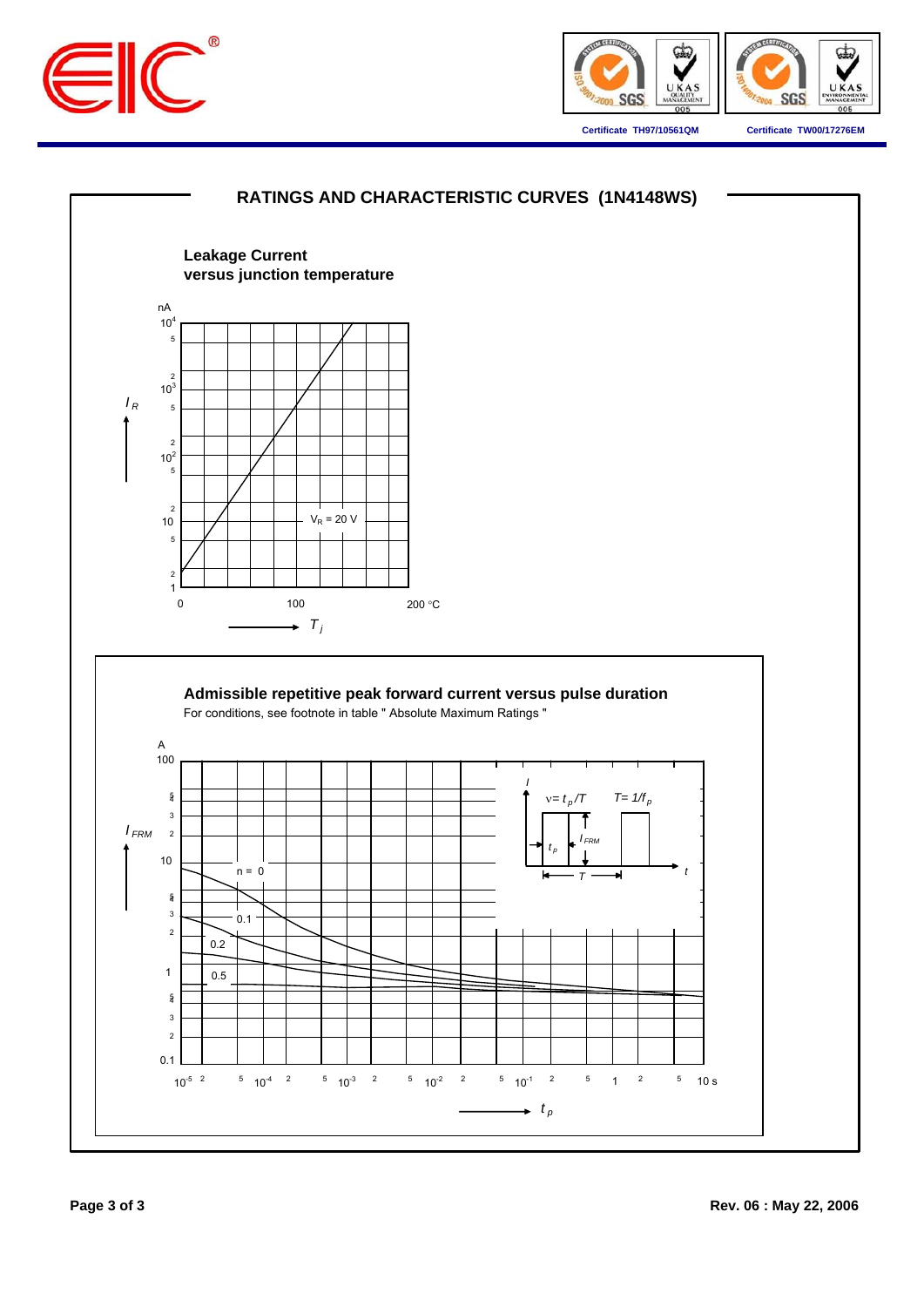## RATINGS AND CHARACTERISTIC CURVES (1N4148WS)

### Leakage Current versus junction temperature

nA

$10^4$
5
2
$10^3$
5
2
$10^2$
5
2
10
5
2
1

$I_R$

$V_R$ = 20 V

0
100
200 °C

$T_j$

### Admissible repetitive peak forward current versus pulse duration

For conditions, see footnote in table " Absolute Maximum Ratings "

A
100
5
4
3
2
10
5
4
3
2
1
5
4
3
2
0.1

$I_{FRM}$

n = 0
0.1
0.2
0.5

$I$
$\nu = t_p/T$
$T = 1/f_p$
$I_{FRM}$
$t_p$
$T$
$t$

$10^{-5}$ 2 5 $10^{-4}$ 2 5 $10^{-3}$ 2 5 $10^{-2}$ 2 5 $10^{-1}$ 2 5 1 2 5 10 s

$t_p$

Rev. 06 : May 22, 2006